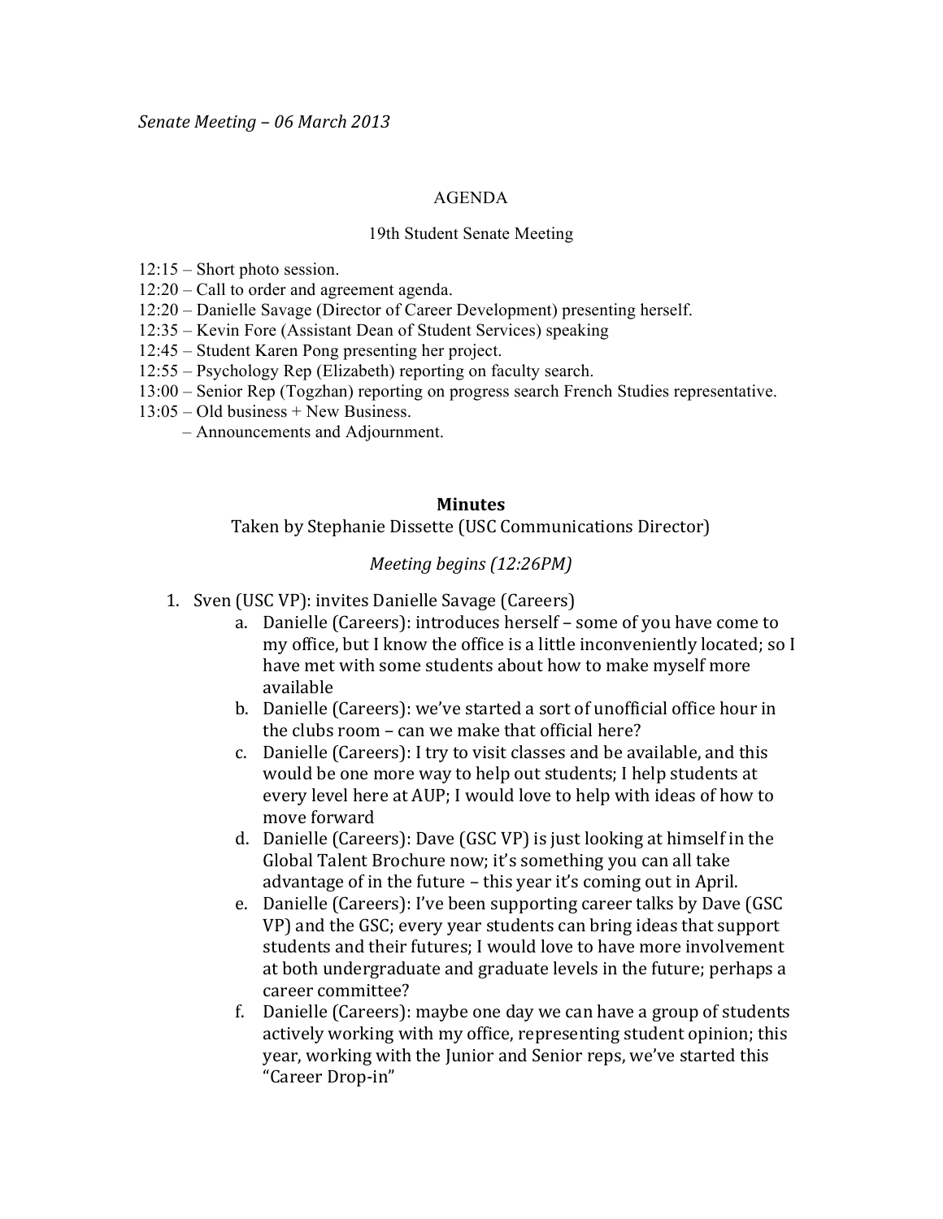*Senate Meeting – 06 March 2013*

AGENDA

19th Student Senate Meeting

12:15 – Short photo session.
12:20 – Call to order and agreement agenda.
12:20 – Danielle Savage (Director of Career Development) presenting herself.
12:35 – Kevin Fore (Assistant Dean of Student Services) speaking
12:45 – Student Karen Pong presenting her project.
12:55 – Psychology Rep (Elizabeth) reporting on faculty search.
13:00 – Senior Rep (Togzhan) reporting on progress search French Studies representative.
13:05 – Old business + New Business.
– Announcements and Adjournment.

## Minutes

Taken by Stephanie Dissette (USC Communications Director)

*Meeting begins (12:26PM)*

1. Sven (USC VP): invites Danielle Savage (Careers)
    a. Danielle (Careers): introduces herself – some of you have come to my office, but I know the office is a little inconveniently located; so I have met with some students about how to make myself more available
    b. Danielle (Careers): we've started a sort of unofficial office hour in the clubs room – can we make that official here?
    c. Danielle (Careers): I try to visit classes and be available, and this would be one more way to help out students; I help students at every level here at AUP; I would love to help with ideas of how to move forward
    d. Danielle (Careers): Dave (GSC VP) is just looking at himself in the Global Talent Brochure now; it's something you can all take advantage of in the future – this year it's coming out in April.
    e. Danielle (Careers): I've been supporting career talks by Dave (GSC VP) and the GSC; every year students can bring ideas that support students and their futures; I would love to have more involvement at both undergraduate and graduate levels in the future; perhaps a career committee?
    f. Danielle (Careers): maybe one day we can have a group of students actively working with my office, representing student opinion; this year, working with the Junior and Senior reps, we've started this "Career Drop-in"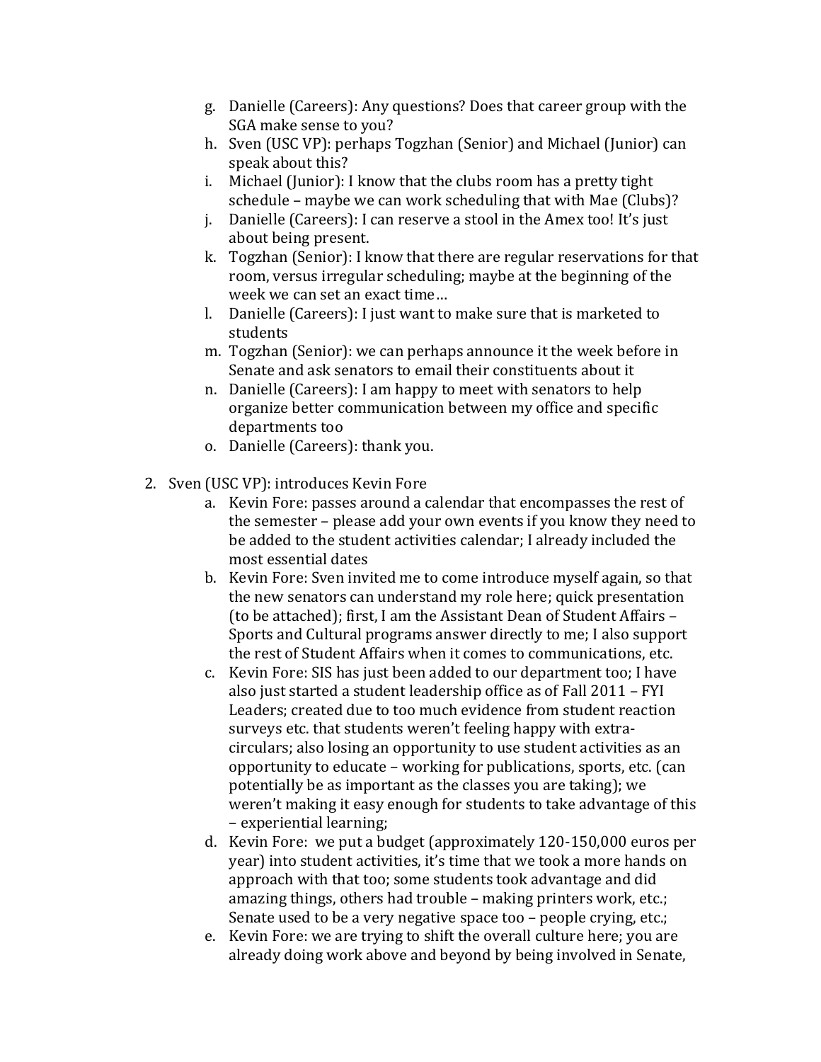g. Danielle (Careers): Any questions? Does that career group with the SGA make sense to you?
   h. Sven (USC VP): perhaps Togzhan (Senior) and Michael (Junior) can speak about this?
   i. Michael (Junior): I know that the clubs room has a pretty tight schedule – maybe we can work scheduling that with Mae (Clubs)?
   j. Danielle (Careers): I can reserve a stool in the Amex too! It's just about being present.
   k. Togzhan (Senior): I know that there are regular reservations for that room, versus irregular scheduling; maybe at the beginning of the week we can set an exact time…
   l. Danielle (Careers): I just want to make sure that is marketed to students
   m. Togzhan (Senior): we can perhaps announce it the week before in Senate and ask senators to email their constituents about it
   n. Danielle (Careers): I am happy to meet with senators to help organize better communication between my office and specific departments too
   o. Danielle (Careers): thank you.

2. Sven (USC VP): introduces Kevin Fore
   a. Kevin Fore: passes around a calendar that encompasses the rest of the semester – please add your own events if you know they need to be added to the student activities calendar; I already included the most essential dates
   b. Kevin Fore: Sven invited me to come introduce myself again, so that the new senators can understand my role here; quick presentation (to be attached); first, I am the Assistant Dean of Student Affairs – Sports and Cultural programs answer directly to me; I also support the rest of Student Affairs when it comes to communications, etc.
   c. Kevin Fore: SIS has just been added to our department too; I have also just started a student leadership office as of Fall 2011 – FYI Leaders; created due to too much evidence from student reaction surveys etc. that students weren't feeling happy with extra-circulars; also losing an opportunity to use student activities as an opportunity to educate – working for publications, sports, etc. (can potentially be as important as the classes you are taking); we weren't making it easy enough for students to take advantage of this – experiential learning;
   d. Kevin Fore: we put a budget (approximately 120-150,000 euros per year) into student activities, it's time that we took a more hands on approach with that too; some students took advantage and did amazing things, others had trouble – making printers work, etc.; Senate used to be a very negative space too – people crying, etc.;
   e. Kevin Fore: we are trying to shift the overall culture here; you are already doing work above and beyond by being involved in Senate,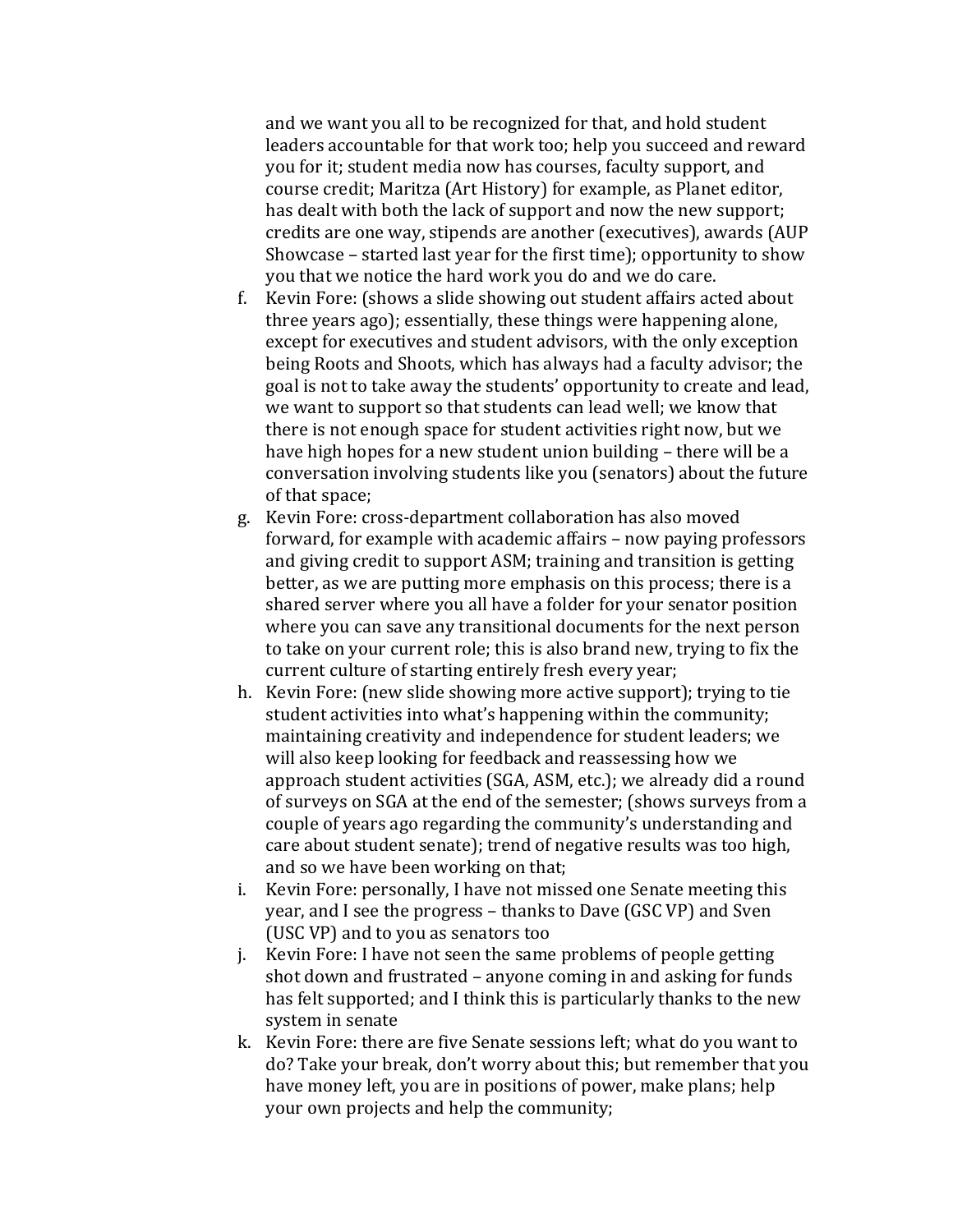and we want you all to be recognized for that, and hold student leaders accountable for that work too; help you succeed and reward you for it; student media now has courses, faculty support, and course credit; Maritza (Art History) for example, as Planet editor, has dealt with both the lack of support and now the new support; credits are one way, stipends are another (executives), awards (AUP Showcase – started last year for the first time); opportunity to show you that we notice the hard work you do and we do care.

f. Kevin Fore: (shows a slide showing out student affairs acted about three years ago); essentially, these things were happening alone, except for executives and student advisors, with the only exception being Roots and Shoots, which has always had a faculty advisor; the goal is not to take away the students' opportunity to create and lead, we want to support so that students can lead well; we know that there is not enough space for student activities right now, but we have high hopes for a new student union building – there will be a conversation involving students like you (senators) about the future of that space;

g. Kevin Fore: cross-department collaboration has also moved forward, for example with academic affairs – now paying professors and giving credit to support ASM; training and transition is getting better, as we are putting more emphasis on this process; there is a shared server where you all have a folder for your senator position where you can save any transitional documents for the next person to take on your current role; this is also brand new, trying to fix the current culture of starting entirely fresh every year;

h. Kevin Fore: (new slide showing more active support); trying to tie student activities into what's happening within the community; maintaining creativity and independence for student leaders; we will also keep looking for feedback and reassessing how we approach student activities (SGA, ASM, etc.); we already did a round of surveys on SGA at the end of the semester; (shows surveys from a couple of years ago regarding the community's understanding and care about student senate); trend of negative results was too high, and so we have been working on that;

i. Kevin Fore: personally, I have not missed one Senate meeting this year, and I see the progress – thanks to Dave (GSC VP) and Sven (USC VP) and to you as senators too

j. Kevin Fore: I have not seen the same problems of people getting shot down and frustrated – anyone coming in and asking for funds has felt supported; and I think this is particularly thanks to the new system in senate

k. Kevin Fore: there are five Senate sessions left; what do you want to do? Take your break, don't worry about this; but remember that you have money left, you are in positions of power, make plans; help your own projects and help the community;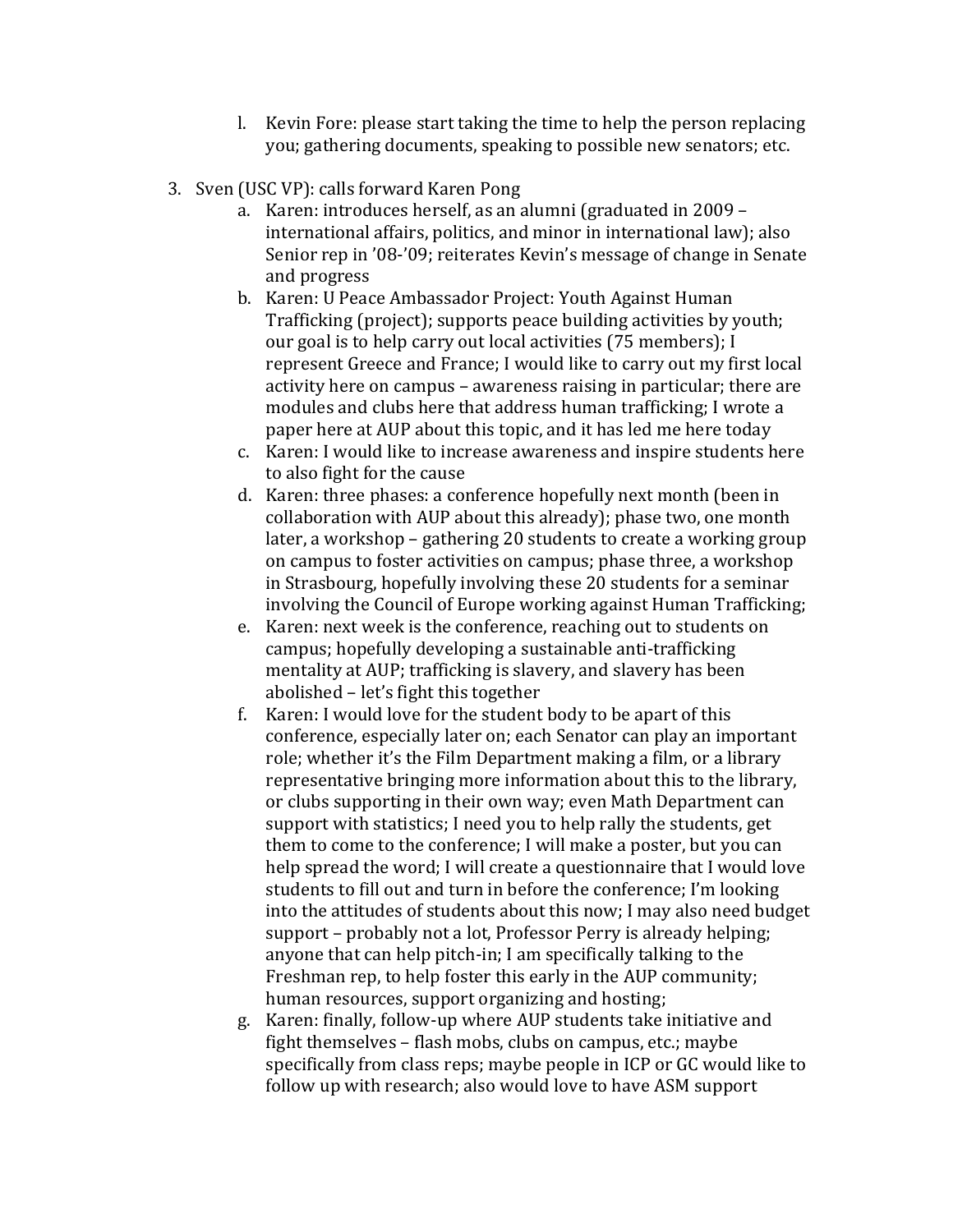l. Kevin Fore: please start taking the time to help the person replacing you; gathering documents, speaking to possible new senators; etc.

3. Sven (USC VP): calls forward Karen Pong
    a. Karen: introduces herself, as an alumni (graduated in 2009 – international affairs, politics, and minor in international law); also Senior rep in '08-'09; reiterates Kevin's message of change in Senate and progress
    b. Karen: U Peace Ambassador Project: Youth Against Human Trafficking (project); supports peace building activities by youth; our goal is to help carry out local activities (75 members); I represent Greece and France; I would like to carry out my first local activity here on campus – awareness raising in particular; there are modules and clubs here that address human trafficking; I wrote a paper here at AUP about this topic, and it has led me here today
    c. Karen: I would like to increase awareness and inspire students here to also fight for the cause
    d. Karen: three phases: a conference hopefully next month (been in collaboration with AUP about this already); phase two, one month later, a workshop – gathering 20 students to create a working group on campus to foster activities on campus; phase three, a workshop in Strasbourg, hopefully involving these 20 students for a seminar involving the Council of Europe working against Human Trafficking;
    e. Karen: next week is the conference, reaching out to students on campus; hopefully developing a sustainable anti-trafficking mentality at AUP; trafficking is slavery, and slavery has been abolished – let's fight this together
    f. Karen: I would love for the student body to be apart of this conference, especially later on; each Senator can play an important role; whether it's the Film Department making a film, or a library representative bringing more information about this to the library, or clubs supporting in their own way; even Math Department can support with statistics; I need you to help rally the students, get them to come to the conference; I will make a poster, but you can help spread the word; I will create a questionnaire that I would love students to fill out and turn in before the conference; I'm looking into the attitudes of students about this now; I may also need budget support – probably not a lot, Professor Perry is already helping; anyone that can help pitch-in; I am specifically talking to the Freshman rep, to help foster this early in the AUP community; human resources, support organizing and hosting;
    g. Karen: finally, follow-up where AUP students take initiative and fight themselves – flash mobs, clubs on campus, etc.; maybe specifically from class reps; maybe people in ICP or GC would like to follow up with research; also would love to have ASM support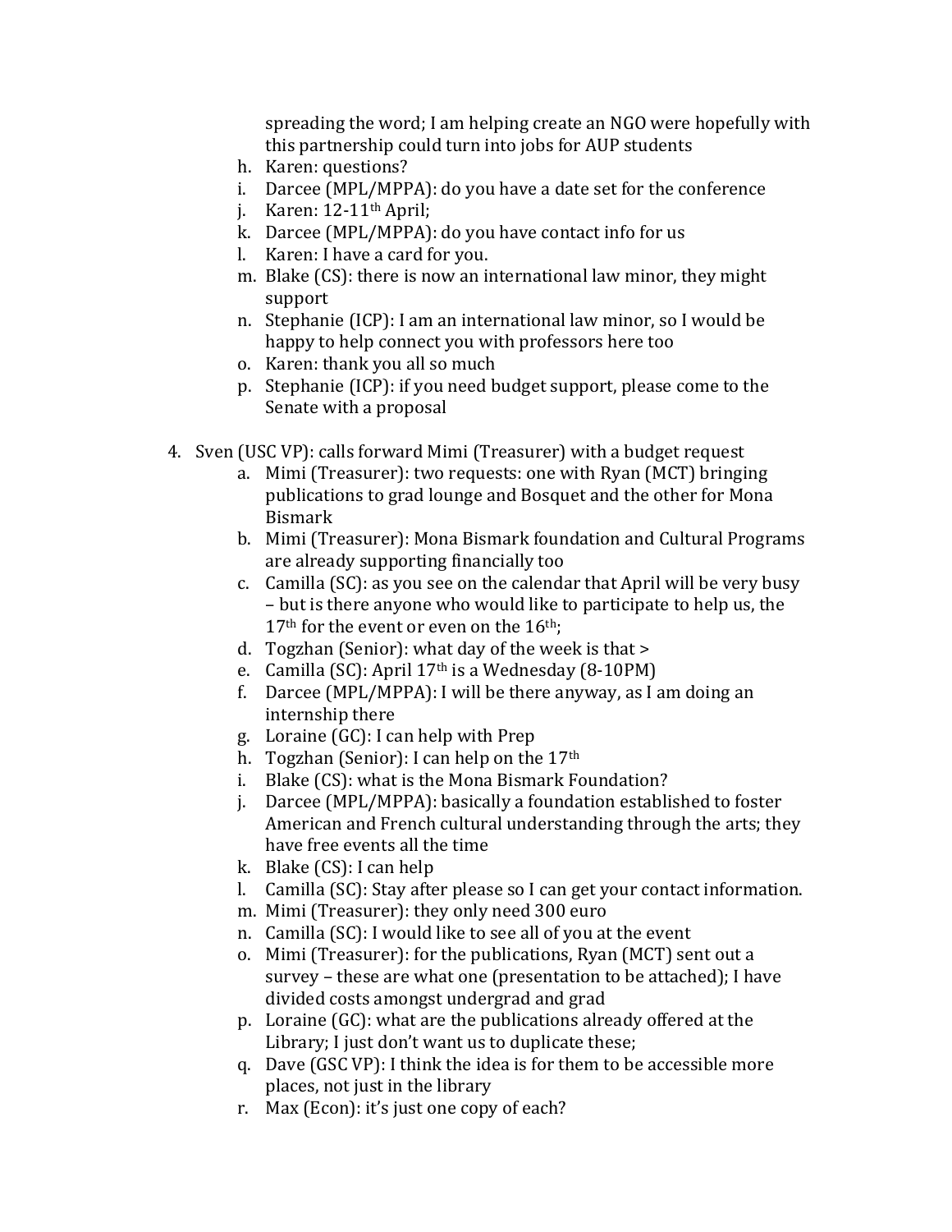spreading the word; I am helping create an NGO were hopefully with this partnership could turn into jobs for AUP students

h. Karen: questions?
i. Darcee (MPL/MPPA): do you have a date set for the conference
j. Karen: 12-11th April;
k. Darcee (MPL/MPPA): do you have contact info for us
l. Karen: I have a card for you.
m. Blake (CS): there is now an international law minor, they might support
n. Stephanie (ICP): I am an international law minor, so I would be happy to help connect you with professors here too
o. Karen: thank you all so much
p. Stephanie (ICP): if you need budget support, please come to the Senate with a proposal

4. Sven (USC VP): calls forward Mimi (Treasurer) with a budget request
   a. Mimi (Treasurer): two requests: one with Ryan (MCT) bringing publications to grad lounge and Bosquet and the other for Mona Bismark
   b. Mimi (Treasurer): Mona Bismark foundation and Cultural Programs are already supporting financially too
   c. Camilla (SC): as you see on the calendar that April will be very busy – but is there anyone who would like to participate to help us, the 17th for the event or even on the 16th;
   d. Togzhan (Senior): what day of the week is that >
   e. Camilla (SC): April 17th is a Wednesday (8-10PM)
   f. Darcee (MPL/MPPA): I will be there anyway, as I am doing an internship there
   g. Loraine (GC): I can help with Prep
   h. Togzhan (Senior): I can help on the 17th
   i. Blake (CS): what is the Mona Bismark Foundation?
   j. Darcee (MPL/MPPA): basically a foundation established to foster American and French cultural understanding through the arts; they have free events all the time
   k. Blake (CS): I can help
   l. Camilla (SC): Stay after please so I can get your contact information.
   m. Mimi (Treasurer): they only need 300 euro
   n. Camilla (SC): I would like to see all of you at the event
   o. Mimi (Treasurer): for the publications, Ryan (MCT) sent out a survey – these are what one (presentation to be attached); I have divided costs amongst undergrad and grad
   p. Loraine (GC): what are the publications already offered at the Library; I just don't want us to duplicate these;
   q. Dave (GSC VP): I think the idea is for them to be accessible more places, not just in the library
   r. Max (Econ): it's just one copy of each?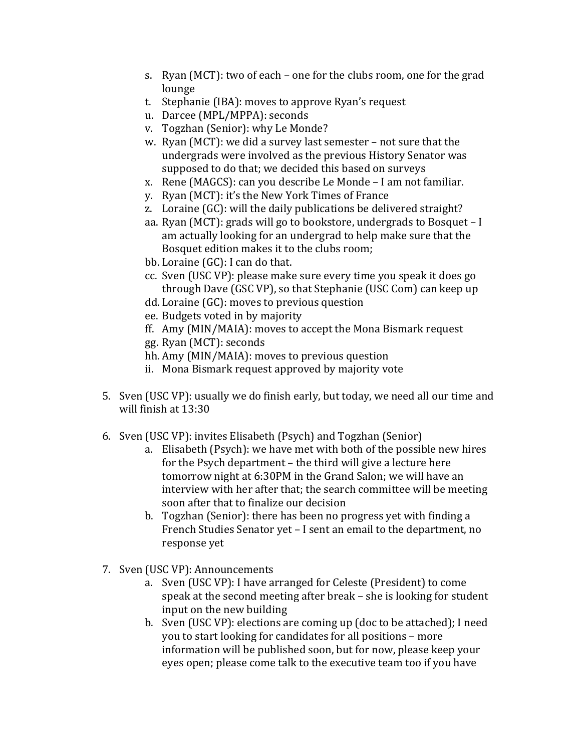s. Ryan (MCT): two of each – one for the clubs room, one for the grad lounge
t. Stephanie (IBA): moves to approve Ryan's request
u. Darcee (MPL/MPPA): seconds
v. Togzhan (Senior): why Le Monde?
w. Ryan (MCT): we did a survey last semester – not sure that the undergrads were involved as the previous History Senator was supposed to do that; we decided this based on surveys
x. Rene (MAGCS): can you describe Le Monde – I am not familiar.
y. Ryan (MCT): it's the New York Times of France
z. Loraine (GC): will the daily publications be delivered straight?
aa. Ryan (MCT): grads will go to bookstore, undergrads to Bosquet – I am actually looking for an undergrad to help make sure that the Bosquet edition makes it to the clubs room;
bb. Loraine (GC): I can do that.
cc. Sven (USC VP): please make sure every time you speak it does go through Dave (GSC VP), so that Stephanie (USC Com) can keep up
dd. Loraine (GC): moves to previous question
ee. Budgets voted in by majority
ff. Amy (MIN/MAIA): moves to accept the Mona Bismark request
gg. Ryan (MCT): seconds
hh. Amy (MIN/MAIA): moves to previous question
ii. Mona Bismark request approved by majority vote

5. Sven (USC VP): usually we do finish early, but today, we need all our time and will finish at 13:30

6. Sven (USC VP): invites Elisabeth (Psych) and Togzhan (Senior)
   a. Elisabeth (Psych): we have met with both of the possible new hires for the Psych department – the third will give a lecture here tomorrow night at 6:30PM in the Grand Salon; we will have an interview with her after that; the search committee will be meeting soon after that to finalize our decision
   b. Togzhan (Senior): there has been no progress yet with finding a French Studies Senator yet – I sent an email to the department, no response yet

7. Sven (USC VP): Announcements
   a. Sven (USC VP): I have arranged for Celeste (President) to come speak at the second meeting after break – she is looking for student input on the new building
   b. Sven (USC VP): elections are coming up (doc to be attached); I need you to start looking for candidates for all positions – more information will be published soon, but for now, please keep your eyes open; please come talk to the executive team too if you have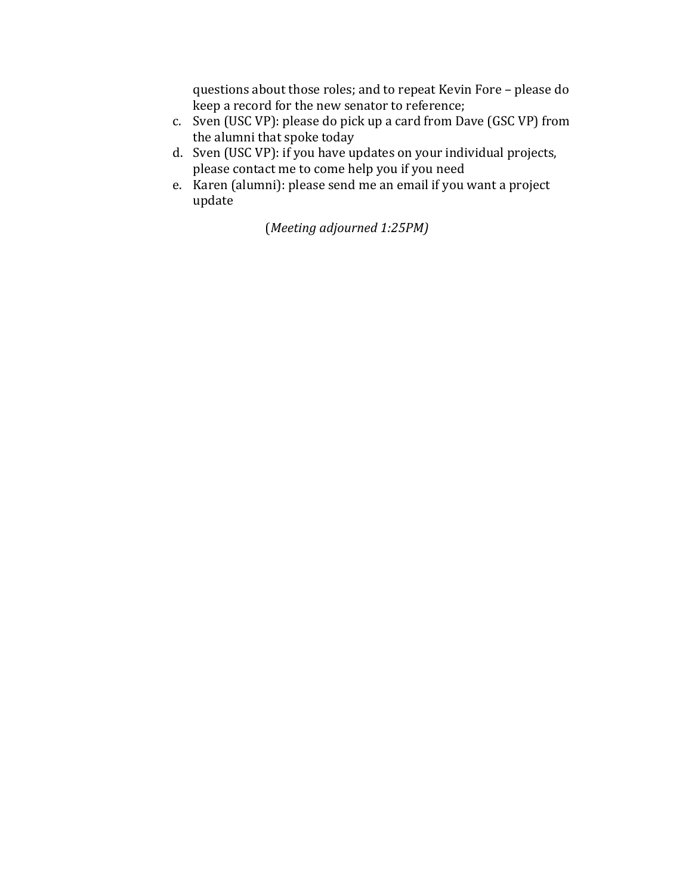questions about those roles; and to repeat Kevin Fore – please do keep a record for the new senator to reference;

c. Sven (USC VP): please do pick up a card from Dave (GSC VP) from the alumni that spoke today
d. Sven (USC VP): if you have updates on your individual projects, please contact me to come help you if you need
e. Karen (alumni): please send me an email if you want a project update

(*Meeting adjourned 1:25PM)*